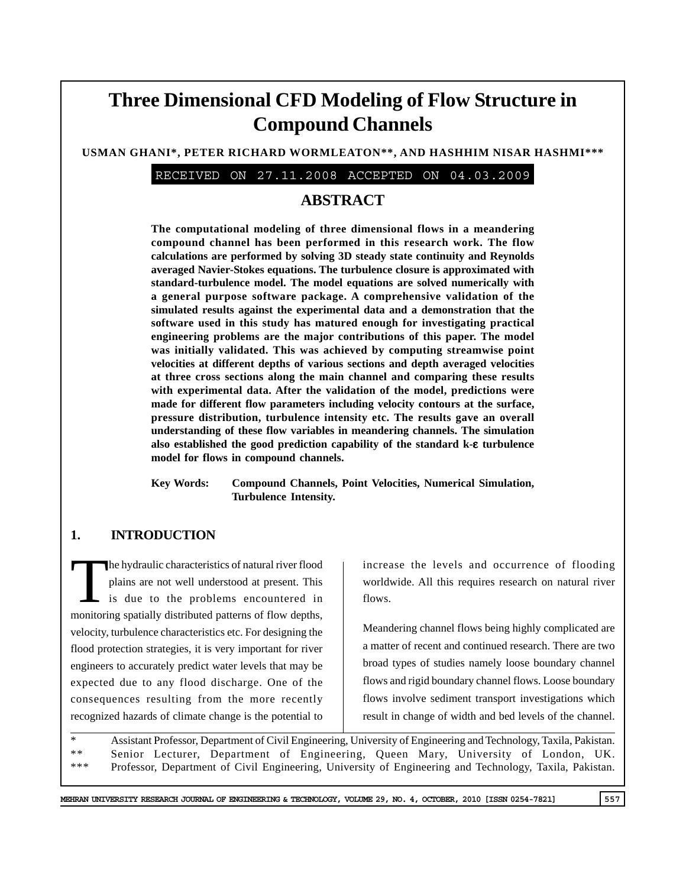# Three Dimensional CFD Modeling of Flow Structure in Compound Channels

**USMAN GHANI*, PETER RICHARD WORMLEATON**, AND HASHHIM NISAR HASHMI*****

RECEIVED ON 27.11.2008 ACCEPTED ON 04.03.2009

## ABSTRACT

**The computational modeling of three dimensional flows in a meandering compound channel has been performed in this research work. The flow calculations are performed by solving 3D steady state continuity and Reynolds averaged Navier-Stokes equations. The turbulence closure is approximated with standard-turbulence model. The model equations are solved numerically with a general purpose software package. A comprehensive validation of the simulated results against the experimental data and a demonstration that the software used in this study has matured enough for investigating practical engineering problems are the major contributions of this paper. The model was initially validated. This was achieved by computing streamwise point velocities at different depths of various sections and depth averaged velocities at three cross sections along the main channel and comparing these results with experimental data. After the validation of the model, predictions were made for different flow parameters including velocity contours at the surface, pressure distribution, turbulence intensity etc. The results gave an overall understanding of these flow variables in meandering channels. The simulation also established the good prediction capability of the standard k-$\varepsilon$ turbulence model for flows in compound channels.**

**Key Words:** **Compound Channels, Point Velocities, Numerical Simulation, Turbulence Intensity.**

## 1. INTRODUCTION

The hydraulic characteristics of natural river flood plains are not well understood at present. This is due to the problems encountered in monitoring spatially distributed patterns of flow depths, velocity, turbulence characteristics etc. For designing the flood protection strategies, it is very important for river engineers to accurately predict water levels that may be expected due to any flood discharge. One of the consequences resulting from the more recently recognized hazards of climate change is the potential to increase the levels and occurrence of flooding worldwide. All this requires research on natural river flows.

Meandering channel flows being highly complicated are a matter of recent and continued research. There are two broad types of studies namely loose boundary channel flows and rigid boundary channel flows. Loose boundary flows involve sediment transport investigations which result in change of width and bed levels of the channel.

---

\* Assistant Professor, Department of Civil Engineering, University of Engineering and Technology, Taxila, Pakistan.
\** Senior Lecturer, Department of Engineering, Queen Mary, University of London, UK.
\*** Professor, Department of Civil Engineering, University of Engineering and Technology, Taxila, Pakistan.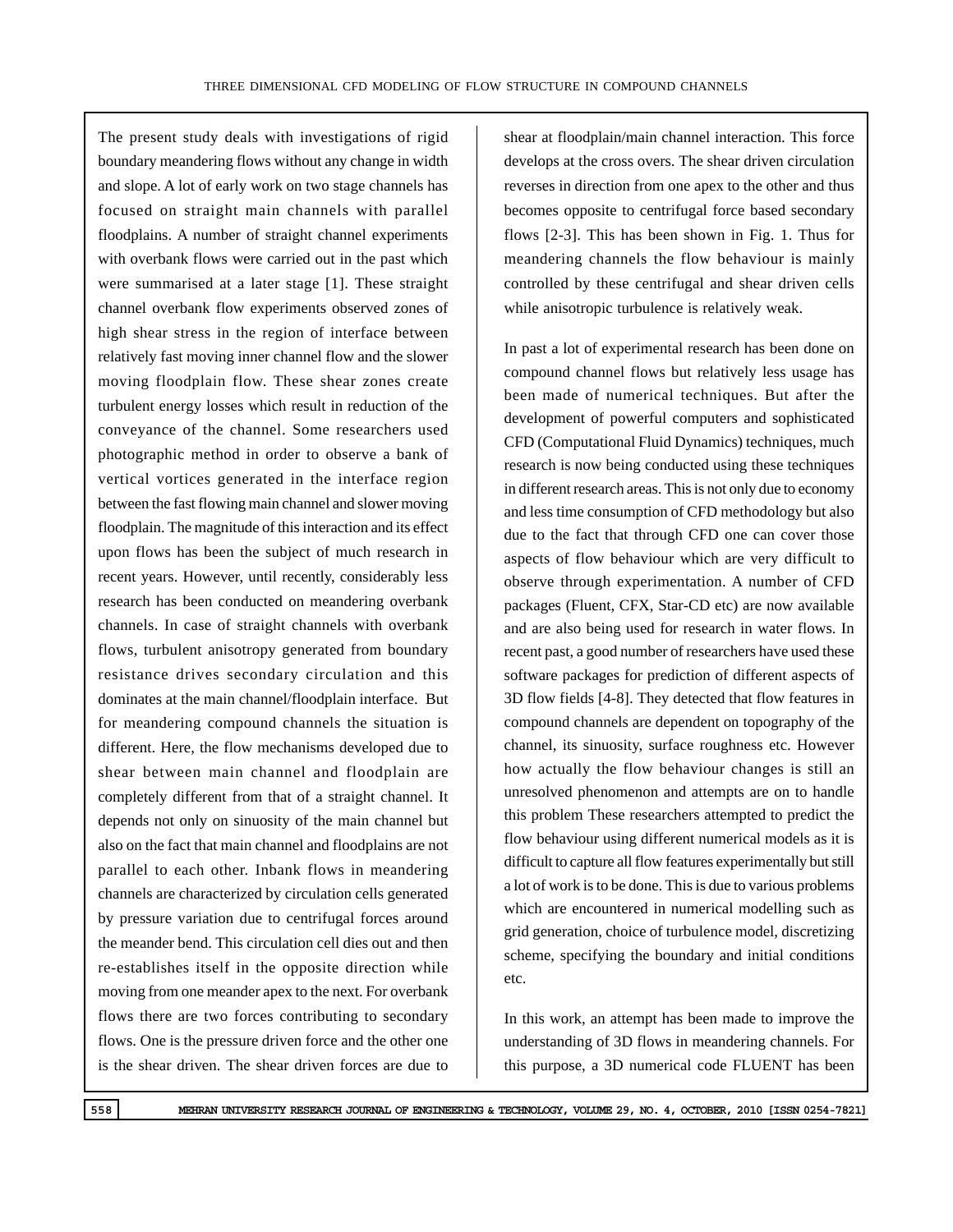The present study deals with investigations of rigid boundary meandering flows without any change in width and slope. A lot of early work on two stage channels has focused on straight main channels with parallel floodplains. A number of straight channel experiments with overbank flows were carried out in the past which were summarised at a later stage [1]. These straight channel overbank flow experiments observed zones of high shear stress in the region of interface between relatively fast moving inner channel flow and the slower moving floodplain flow. These shear zones create turbulent energy losses which result in reduction of the conveyance of the channel. Some researchers used photographic method in order to observe a bank of vertical vortices generated in the interface region between the fast flowing main channel and slower moving floodplain. The magnitude of this interaction and its effect upon flows has been the subject of much research in recent years. However, until recently, considerably less research has been conducted on meandering overbank channels. In case of straight channels with overbank flows, turbulent anisotropy generated from boundary resistance drives secondary circulation and this dominates at the main channel/floodplain interface. But for meandering compound channels the situation is different. Here, the flow mechanisms developed due to shear between main channel and floodplain are completely different from that of a straight channel. It depends not only on sinuosity of the main channel but also on the fact that main channel and floodplains are not parallel to each other. Inbank flows in meandering channels are characterized by circulation cells generated by pressure variation due to centrifugal forces around the meander bend. This circulation cell dies out and then re-establishes itself in the opposite direction while moving from one meander apex to the next. For overbank flows there are two forces contributing to secondary flows. One is the pressure driven force and the other one is the shear driven. The shear driven forces are due to shear at floodplain/main channel interaction. This force develops at the cross overs. The shear driven circulation reverses in direction from one apex to the other and thus becomes opposite to centrifugal force based secondary flows [2-3]. This has been shown in Fig. 1. Thus for meandering channels the flow behaviour is mainly controlled by these centrifugal and shear driven cells while anisotropic turbulence is relatively weak.

In past a lot of experimental research has been done on compound channel flows but relatively less usage has been made of numerical techniques. But after the development of powerful computers and sophisticated CFD (Computational Fluid Dynamics) techniques, much research is now being conducted using these techniques in different research areas. This is not only due to economy and less time consumption of CFD methodology but also due to the fact that through CFD one can cover those aspects of flow behaviour which are very difficult to observe through experimentation. A number of CFD packages (Fluent, CFX, Star-CD etc) are now available and are also being used for research in water flows. In recent past, a good number of researchers have used these software packages for prediction of different aspects of 3D flow fields [4-8]. They detected that flow features in compound channels are dependent on topography of the channel, its sinuosity, surface roughness etc. However how actually the flow behaviour changes is still an unresolved phenomenon and attempts are on to handle this problem These researchers attempted to predict the flow behaviour using different numerical models as it is difficult to capture all flow features experimentally but still a lot of work is to be done. This is due to various problems which are encountered in numerical modelling such as grid generation, choice of turbulence model, discretizing scheme, specifying the boundary and initial conditions etc.

In this work, an attempt has been made to improve the understanding of 3D flows in meandering channels. For this purpose, a 3D numerical code FLUENT has been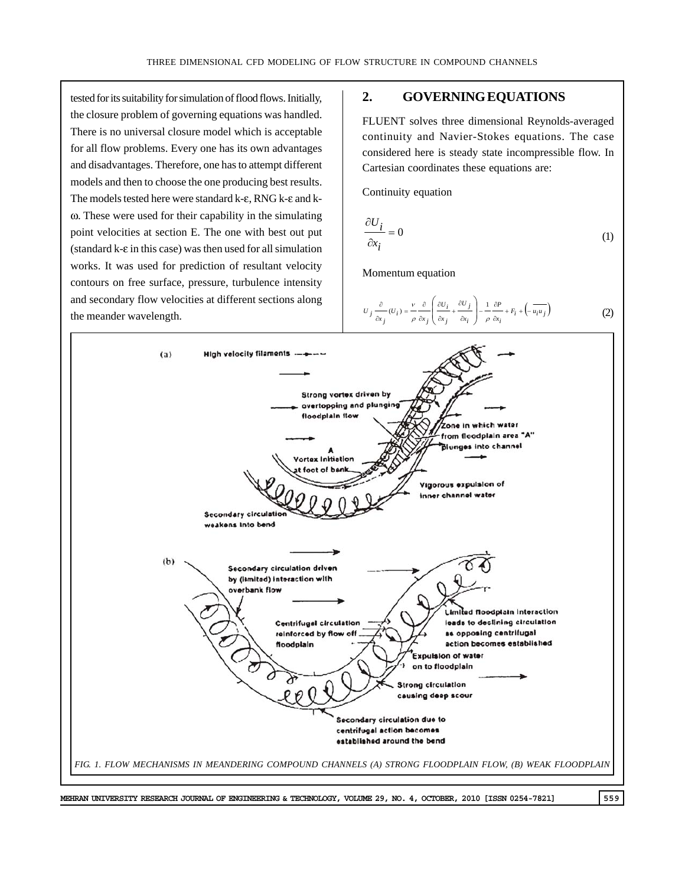tested for its suitability for simulation of flood flows. Initially, the closure problem of governing equations was handled. There is no universal closure model which is acceptable for all flow problems. Every one has its own advantages and disadvantages. Therefore, one has to attempt different models and then to choose the one producing best results. The models tested here were standard k-ε, RNG k-ε and k-ω. These were used for their capability in the simulating point velocities at section E. The one with best out put (standard k-ε in this case) was then used for all simulation works. It was used for prediction of resultant velocity contours on free surface, pressure, turbulence intensity and secondary flow velocities at different sections along the meander wavelength.

## 2. GOVERNING EQUATIONS

FLUENT solves three dimensional Reynolds-averaged continuity and Navier-Stokes equations. The case considered here is steady state incompressible flow. In Cartesian coordinates these equations are:

Continuity equation

$$\frac{\partial U_i}{\partial x_i} = 0 \tag{1}$$

Momentum equation

$$U_j \frac{\partial}{\partial x_j}(U_i) = \frac{\nu}{\rho} \frac{\partial}{\partial x_j}\left(\frac{\partial U_i}{\partial x_j} + \frac{\partial U_j}{\partial x_i}\right) - \frac{1}{\rho}\frac{\partial P}{\partial x_i} + F_i + \left(-\overline{u_i u_j}\right) \tag{2}$$

FIG. 1. FLOW MECHANISMS IN MEANDERING COMPOUND CHANNELS (A) STRONG FLOODPLAIN FLOW, (B) WEAK FLOODPLAIN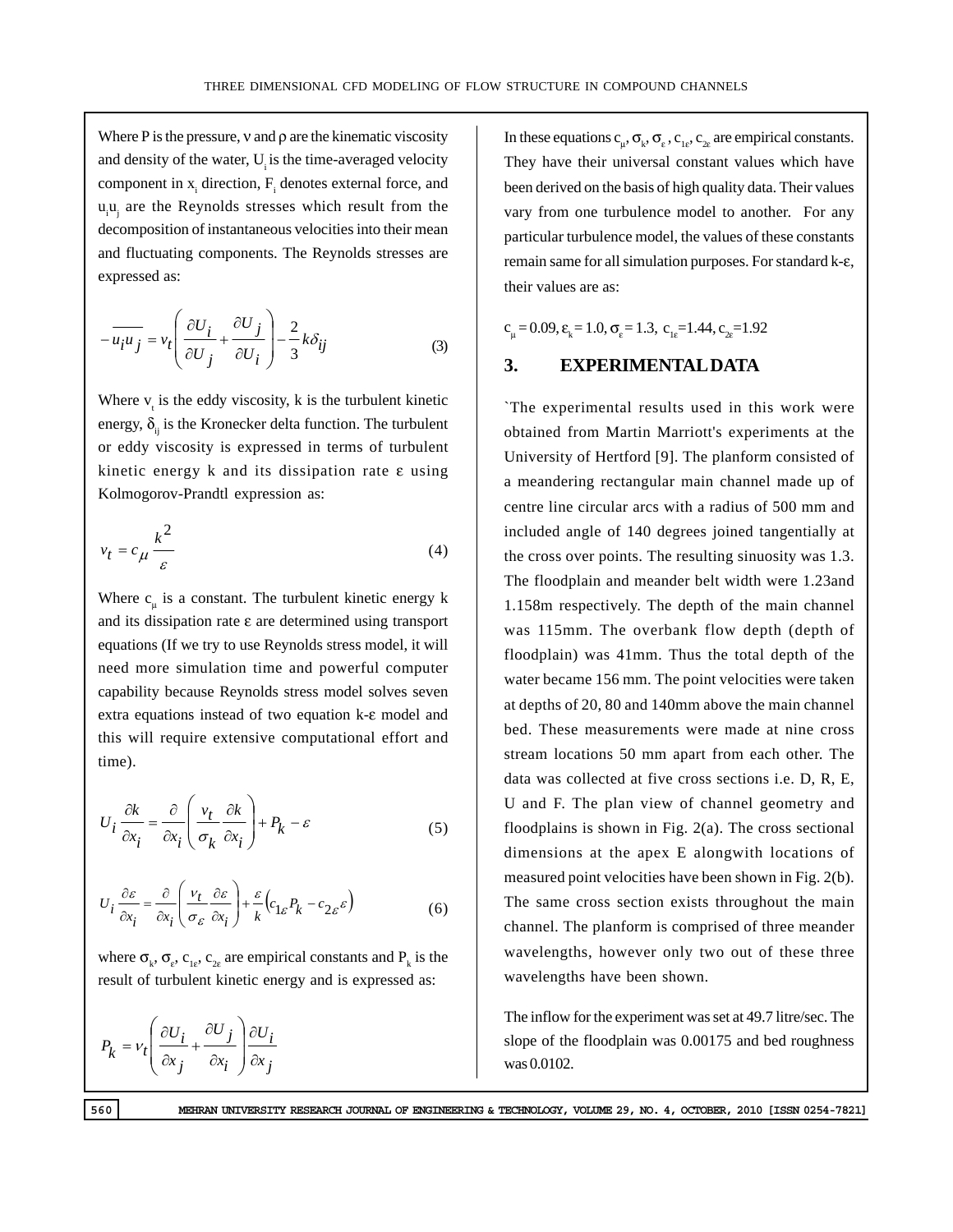Where P is the pressure, ν and ρ are the kinematic viscosity and density of the water, $U_i$ is the time-averaged velocity component in $x_i$ direction, $F_i$ denotes external force, and $u_iu_j$ are the Reynolds stresses which result from the decomposition of instantaneous velocities into their mean and fluctuating components. The Reynolds stresses are expressed as:

$$-\overline{u_i u_j} = v_t\left(\frac{\partial U_i}{\partial U_j} + \frac{\partial U_j}{\partial U_i}\right) - \frac{2}{3}k\delta_{ij} \tag{3}$$

Where $v_t$ is the eddy viscosity, k is the turbulent kinetic energy, $\delta_{ij}$ is the Kronecker delta function. The turbulent or eddy viscosity is expressed in terms of turbulent kinetic energy k and its dissipation rate ε using Kolmogorov-Prandtl expression as:

$$v_t = c_\mu \frac{k^2}{\varepsilon} \tag{4}$$

Where $c_\mu$ is a constant. The turbulent kinetic energy k and its dissipation rate ε are determined using transport equations (If we try to use Reynolds stress model, it will need more simulation time and powerful computer capability because Reynolds stress model solves seven extra equations instead of two equation k-ε model and this will require extensive computational effort and time).

$$U_i \frac{\partial k}{\partial x_i} = \frac{\partial}{\partial x_i}\left(\frac{v_t}{\sigma_k}\frac{\partial k}{\partial x_i}\right) + P_k - \varepsilon \tag{5}$$

$$U_i \frac{\partial \varepsilon}{\partial x_i} = \frac{\partial}{\partial x_i}\left(\frac{v_t}{\sigma_\varepsilon}\frac{\partial \varepsilon}{\partial x_i}\right) + \frac{\varepsilon}{k}\left(c_{1\varepsilon}P_k - c_{2\varepsilon}\varepsilon\right) \tag{6}$$

where $\sigma_k$, $\sigma_\varepsilon$, $c_{1\varepsilon}$, $c_{2\varepsilon}$ are empirical constants and $P_k$ is the result of turbulent kinetic energy and is expressed as:

$$P_k = v_t\left(\frac{\partial U_i}{\partial x_j} + \frac{\partial U_j}{\partial x_i}\right)\frac{\partial U_i}{\partial x_j}$$

In these equations $c_\mu$, $\sigma_k$, $\sigma_\varepsilon$, $c_{1\varepsilon}$, $c_{2\varepsilon}$ are empirical constants. They have their universal constant values which have been derived on the basis of high quality data. Their values vary from one turbulence model to another. For any particular turbulence model, the values of these constants remain same for all simulation purposes. For standard k-ε, their values are as:

$c_\mu = 0.09$, $\varepsilon_k = 1.0$, $\sigma_\varepsilon = 1.3$, $c_{1\varepsilon}=1.44$, $c_{2\varepsilon}=1.92$

## 3. EXPERIMENTAL DATA

`The experimental results used in this work were obtained from Martin Marriott's experiments at the University of Hertford [9]. The planform consisted of a meandering rectangular main channel made up of centre line circular arcs with a radius of 500 mm and included angle of 140 degrees joined tangentially at the cross over points. The resulting sinuosity was 1.3. The floodplain and meander belt width were 1.23and 1.158m respectively. The depth of the main channel was 115mm. The overbank flow depth (depth of floodplain) was 41mm. Thus the total depth of the water became 156 mm. The point velocities were taken at depths of 20, 80 and 140mm above the main channel bed. These measurements were made at nine cross stream locations 50 mm apart from each other. The data was collected at five cross sections i.e. D, R, E, U and F. The plan view of channel geometry and floodplains is shown in Fig. 2(a). The cross sectional dimensions at the apex E alongwith locations of measured point velocities have been shown in Fig. 2(b). The same cross section exists throughout the main channel. The planform is comprised of three meander wavelengths, however only two out of these three wavelengths have been shown.

The inflow for the experiment was set at 49.7 litre/sec. The slope of the floodplain was 0.00175 and bed roughness was 0.0102.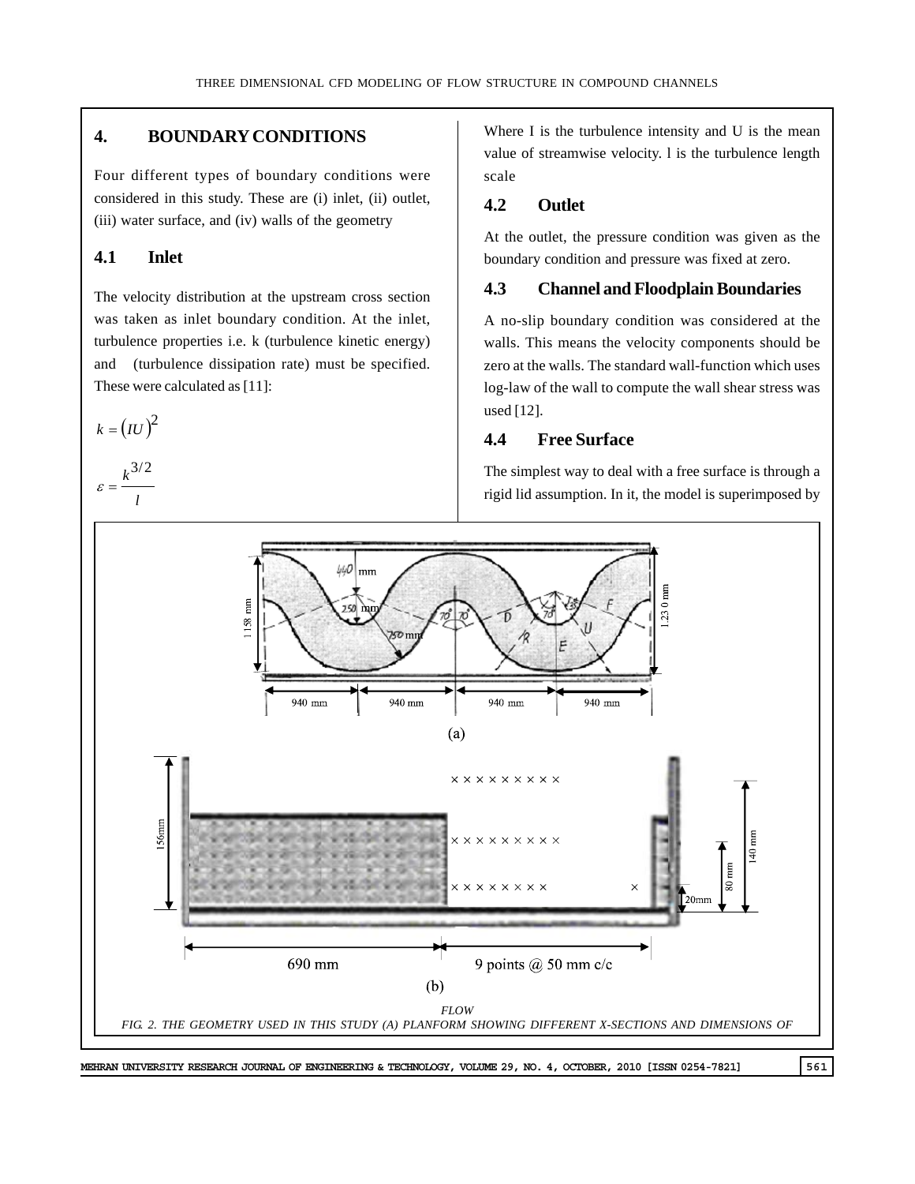## 4. BOUNDARY CONDITIONS

Four different types of boundary conditions were considered in this study. These are (i) inlet, (ii) outlet, (iii) water surface, and (iv) walls of the geometry

### 4.1 Inlet

The velocity distribution at the upstream cross section was taken as inlet boundary condition. At the inlet, turbulence properties i.e. k (turbulence kinetic energy) and (turbulence dissipation rate) must be specified. These were calculated as [11]:

$$k = (IU)^2$$

$$\varepsilon = \frac{k^{3/2}}{l}$$

Where I is the turbulence intensity and U is the mean value of streamwise velocity. l is the turbulence length scale

### 4.2 Outlet

At the outlet, the pressure condition was given as the boundary condition and pressure was fixed at zero.

### 4.3 Channel and Floodplain Boundaries

A no-slip boundary condition was considered at the walls. This means the velocity components should be zero at the walls. The standard wall-function which uses log-law of the wall to compute the wall shear stress was used [12].

### 4.4 Free Surface

The simplest way to deal with a free surface is through a rigid lid assumption. In it, the model is superimposed by

(a)

(b)

FLOW

*FIG. 2. THE GEOMETRY USED IN THIS STUDY (A) PLANFORM SHOWING DIFFERENT X-SECTIONS AND DIMENSIONS OF*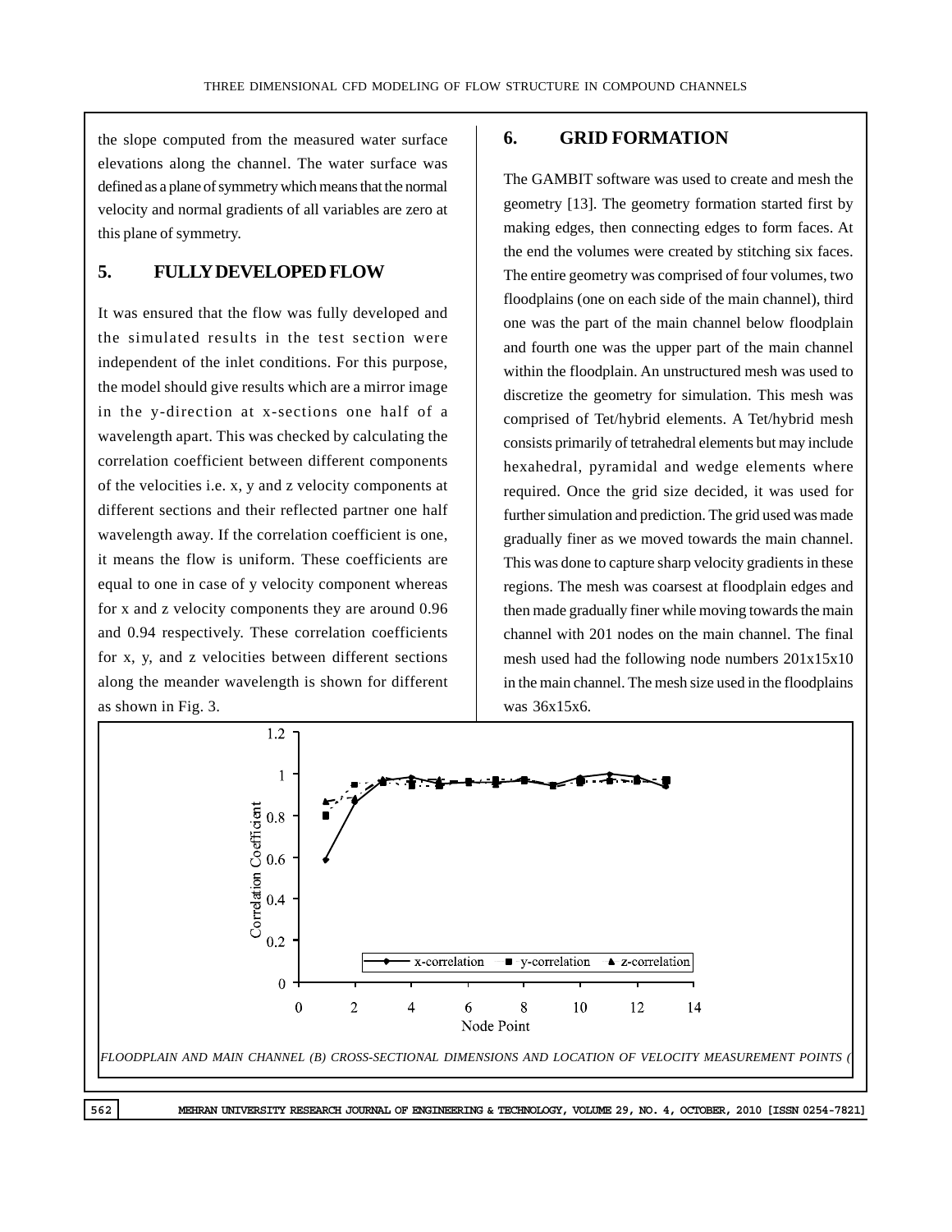the slope computed from the measured water surface elevations along the channel. The water surface was defined as a plane of symmetry which means that the normal velocity and normal gradients of all variables are zero at this plane of symmetry.

## 5. FULLY DEVELOPED FLOW

It was ensured that the flow was fully developed and the simulated results in the test section were independent of the inlet conditions. For this purpose, the model should give results which are a mirror image in the y-direction at x-sections one half of a wavelength apart. This was checked by calculating the correlation coefficient between different components of the velocities i.e. x, y and z velocity components at different sections and their reflected partner one half wavelength away. If the correlation coefficient is one, it means the flow is uniform. These coefficients are equal to one in case of y velocity component whereas for x and z velocity components they are around 0.96 and 0.94 respectively. These correlation coefficients for x, y, and z velocities between different sections along the meander wavelength is shown for different as shown in Fig. 3.

## 6. GRID FORMATION

The GAMBIT software was used to create and mesh the geometry [13]. The geometry formation started first by making edges, then connecting edges to form faces. At the end the volumes were created by stitching six faces. The entire geometry was comprised of four volumes, two floodplains (one on each side of the main channel), third one was the part of the main channel below floodplain and fourth one was the upper part of the main channel within the floodplain. An unstructured mesh was used to discretize the geometry for simulation. This mesh was comprised of Tet/hybrid elements. A Tet/hybrid mesh consists primarily of tetrahedral elements but may include hexahedral, pyramidal and wedge elements where required. Once the grid size decided, it was used for further simulation and prediction. The grid used was made gradually finer as we moved towards the main channel. This was done to capture sharp velocity gradients in these regions. The mesh was coarsest at floodplain edges and then made gradually finer while moving towards the main channel with 201 nodes on the main channel. The final mesh used had the following node numbers 201x15x10 in the main channel. The mesh size used in the floodplains was 36x15x6.

*FLOODPLAIN AND MAIN CHANNEL (B) CROSS-SECTIONAL DIMENSIONS AND LOCATION OF VELOCITY MEASUREMENT POINTS (*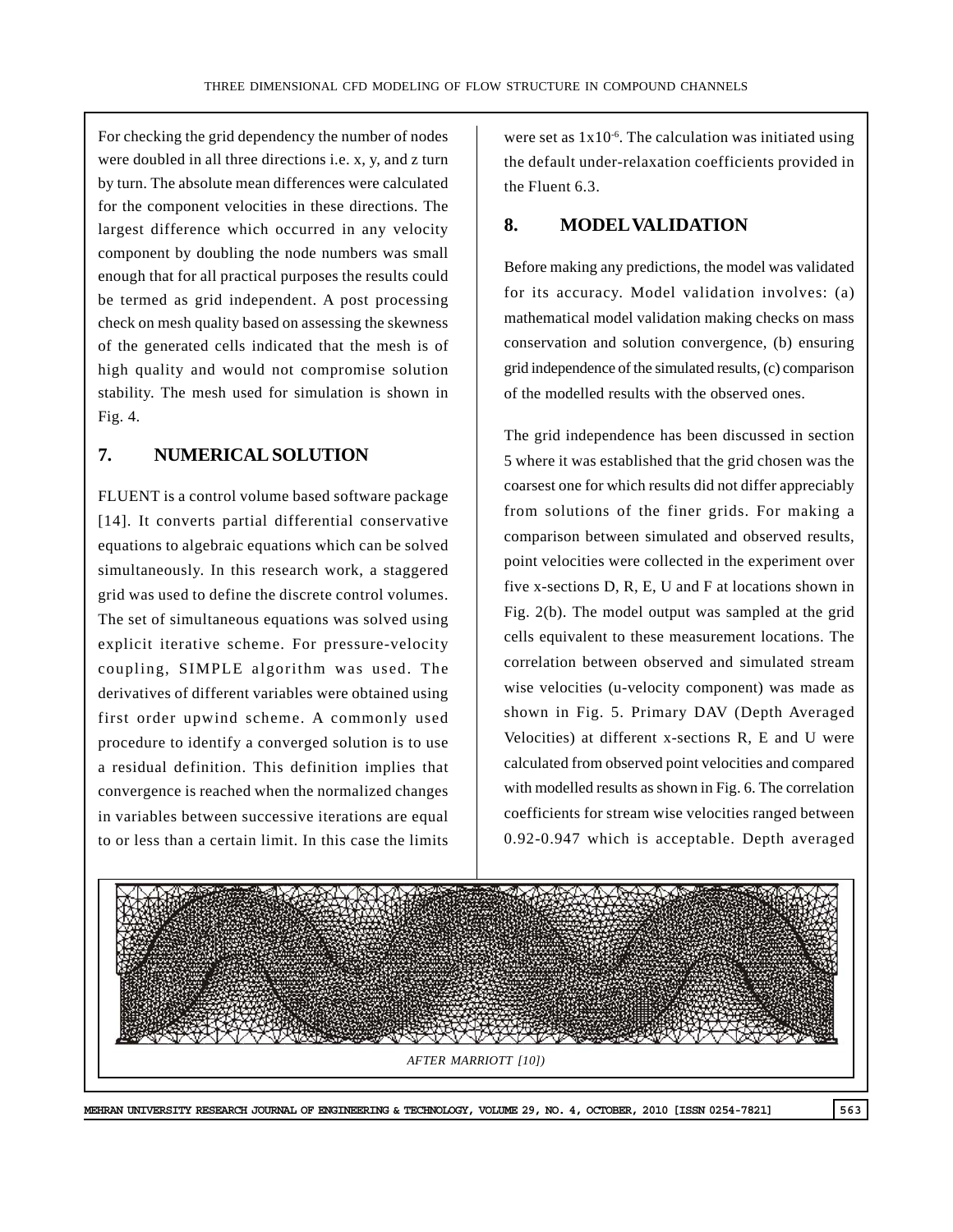For checking the grid dependency the number of nodes were doubled in all three directions i.e. x, y, and z turn by turn. The absolute mean differences were calculated for the component velocities in these directions. The largest difference which occurred in any velocity component by doubling the node numbers was small enough that for all practical purposes the results could be termed as grid independent. A post processing check on mesh quality based on assessing the skewness of the generated cells indicated that the mesh is of high quality and would not compromise solution stability. The mesh used for simulation is shown in Fig. 4.

## 7. NUMERICAL SOLUTION

FLUENT is a control volume based software package [14]. It converts partial differential conservative equations to algebraic equations which can be solved simultaneously. In this research work, a staggered grid was used to define the discrete control volumes. The set of simultaneous equations was solved using explicit iterative scheme. For pressure-velocity coupling, SIMPLE algorithm was used. The derivatives of different variables were obtained using first order upwind scheme. A commonly used procedure to identify a converged solution is to use a residual definition. This definition implies that convergence is reached when the normalized changes in variables between successive iterations are equal to or less than a certain limit. In this case the limits were set as $1x10^{-6}$. The calculation was initiated using the default under-relaxation coefficients provided in the Fluent 6.3.

## 8. MODEL VALIDATION

Before making any predictions, the model was validated for its accuracy. Model validation involves: (a) mathematical model validation making checks on mass conservation and solution convergence, (b) ensuring grid independence of the simulated results, (c) comparison of the modelled results with the observed ones.

The grid independence has been discussed in section 5 where it was established that the grid chosen was the coarsest one for which results did not differ appreciably from solutions of the finer grids. For making a comparison between simulated and observed results, point velocities were collected in the experiment over five x-sections D, R, E, U and F at locations shown in Fig. 2(b). The model output was sampled at the grid cells equivalent to these measurement locations. The correlation between observed and simulated stream wise velocities (u-velocity component) was made as shown in Fig. 5. Primary DAV (Depth Averaged Velocities) at different x-sections R, E and U were calculated from observed point velocities and compared with modelled results as shown in Fig. 6. The correlation coefficients for stream wise velocities ranged between 0.92-0.947 which is acceptable. Depth averaged

*AFTER MARRIOTT [10])*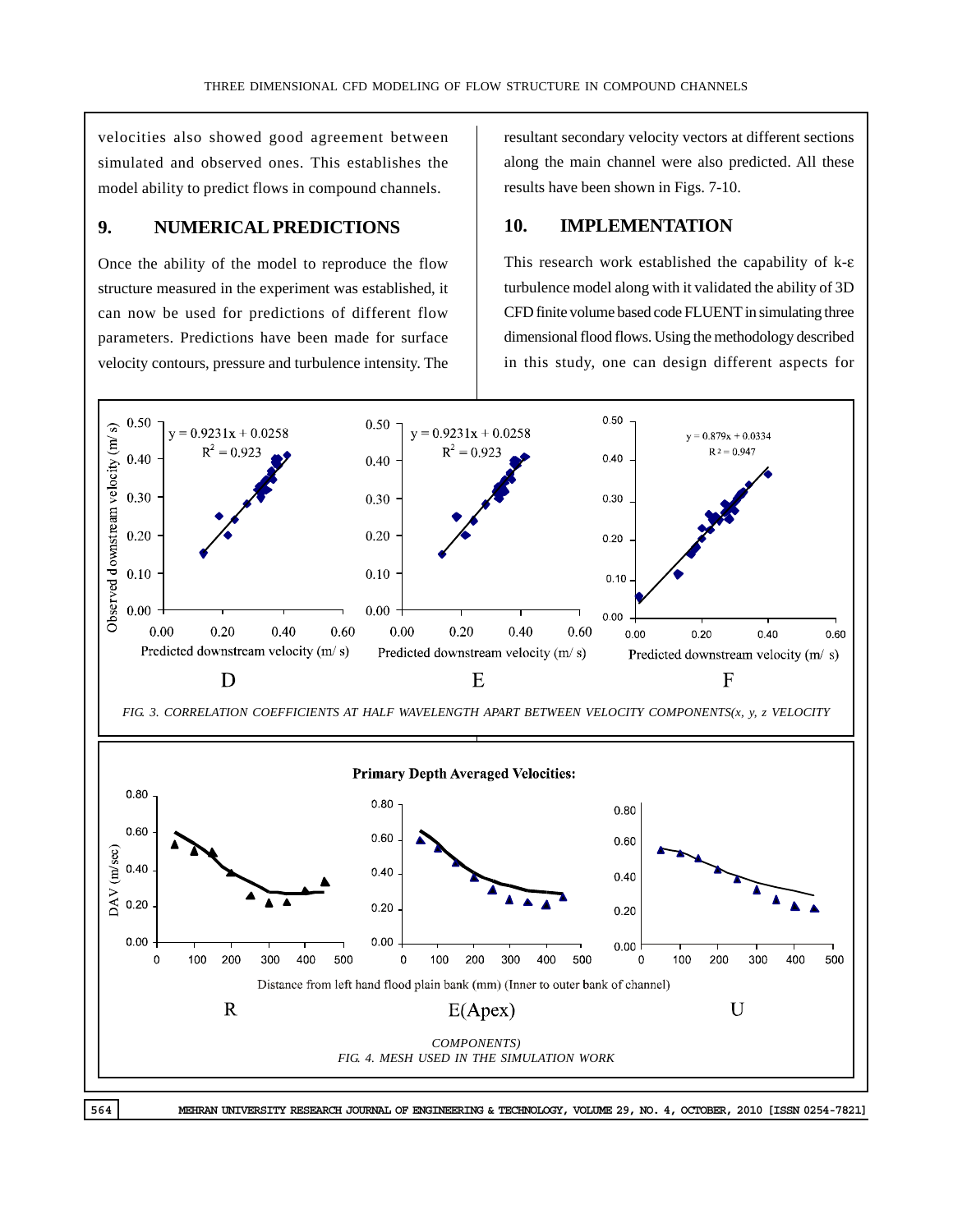velocities also showed good agreement between simulated and observed ones. This establishes the model ability to predict flows in compound channels.

## 9. NUMERICAL PREDICTIONS

Once the ability of the model to reproduce the flow structure measured in the experiment was established, it can now be used for predictions of different flow parameters. Predictions have been made for surface velocity contours, pressure and turbulence intensity. The resultant secondary velocity vectors at different sections along the main channel were also predicted. All these results have been shown in Figs. 7-10.

## 10. IMPLEMENTATION

This research work established the capability of k-ε turbulence model along with it validated the ability of 3D CFD finite volume based code FLUENT in simulating three dimensional flood flows. Using the methodology described in this study, one can design different aspects for

*FIG. 3. CORRELATION COEFFICIENTS AT HALF WAVELENGTH APART BETWEEN VELOCITY COMPONENTS(x, y, z VELOCITY COMPONENTS)*

*FIG. 4. MESH USED IN THE SIMULATION WORK*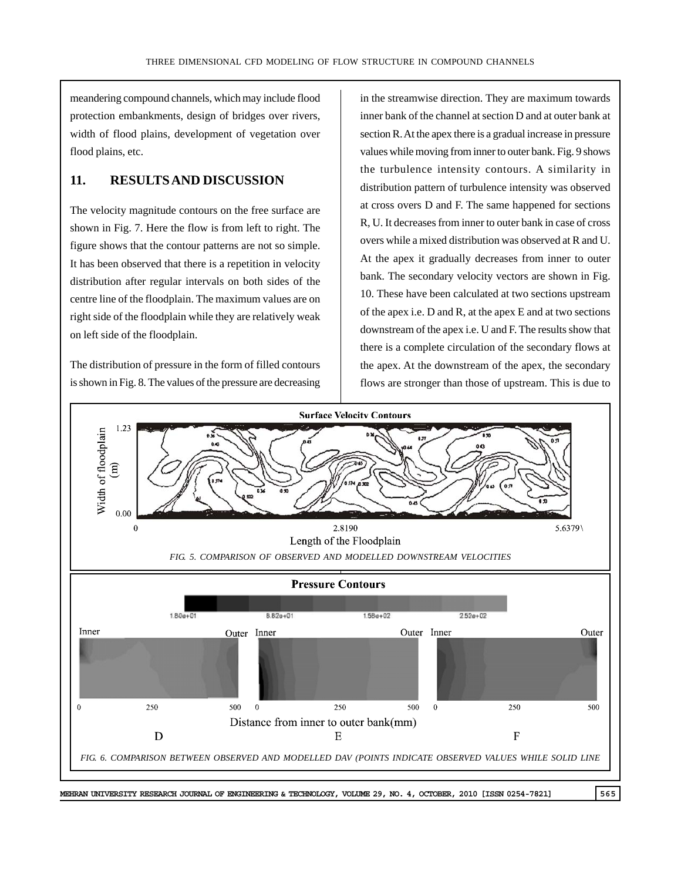meandering compound channels, which may include flood protection embankments, design of bridges over rivers, width of flood plains, development of vegetation over flood plains, etc.

## 11. RESULTS AND DISCUSSION

The velocity magnitude contours on the free surface are shown in Fig. 7. Here the flow is from left to right. The figure shows that the contour patterns are not so simple. It has been observed that there is a repetition in velocity distribution after regular intervals on both sides of the centre line of the floodplain. The maximum values are on right side of the floodplain while they are relatively weak on left side of the floodplain.

The distribution of pressure in the form of filled contours is shown in Fig. 8. The values of the pressure are decreasing in the streamwise direction. They are maximum towards inner bank of the channel at section D and at outer bank at section R. At the apex there is a gradual increase in pressure values while moving from inner to outer bank. Fig. 9 shows the turbulence intensity contours. A similarity in distribution pattern of turbulence intensity was observed at cross overs D and F. The same happened for sections R, U. It decreases from inner to outer bank in case of cross overs while a mixed distribution was observed at R and U. At the apex it gradually decreases from inner to outer bank. The secondary velocity vectors are shown in Fig. 10. These have been calculated at two sections upstream of the apex i.e. D and R, at the apex E and at two sections downstream of the apex i.e. U and F. The results show that there is a complete circulation of the secondary flows at the apex. At the downstream of the apex, the secondary flows are stronger than those of upstream. This is due to

Surface Velocity Contours

*FIG. 5. COMPARISON OF OBSERVED AND MODELLED DOWNSTREAM VELOCITIES*

Pressure Contours

*FIG. 6. COMPARISON BETWEEN OBSERVED AND MODELLED DAV (POINTS INDICATE OBSERVED VALUES WHILE SOLID LINE*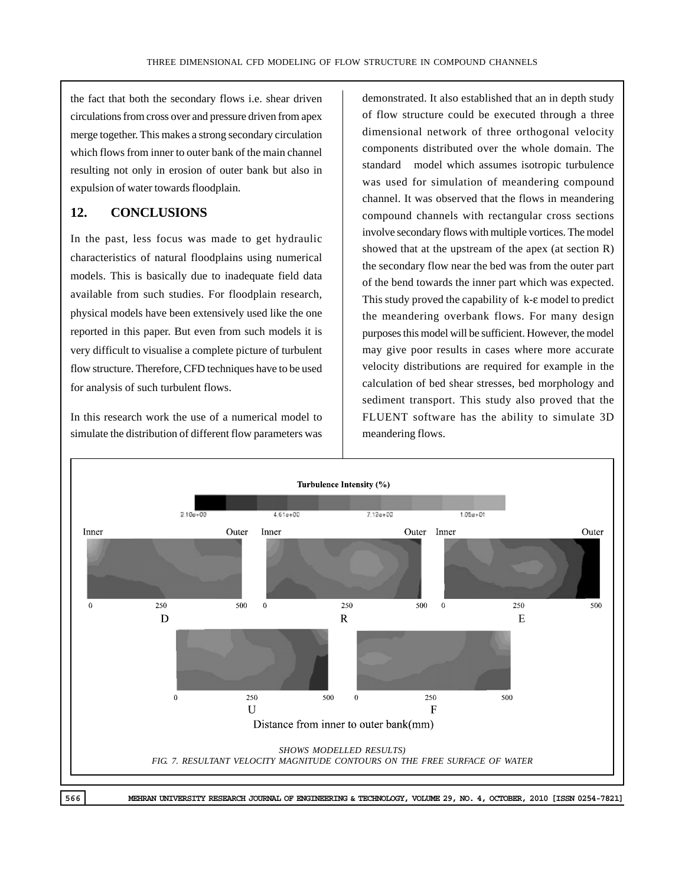the fact that both the secondary flows i.e. shear driven circulations from cross over and pressure driven from apex merge together. This makes a strong secondary circulation which flows from inner to outer bank of the main channel resulting not only in erosion of outer bank but also in expulsion of water towards floodplain.

## 12. CONCLUSIONS

In the past, less focus was made to get hydraulic characteristics of natural floodplains using numerical models. This is basically due to inadequate field data available from such studies. For floodplain research, physical models have been extensively used like the one reported in this paper. But even from such models it is very difficult to visualise a complete picture of turbulent flow structure. Therefore, CFD techniques have to be used for analysis of such turbulent flows.

In this research work the use of a numerical model to simulate the distribution of different flow parameters was demonstrated. It also established that an in depth study of flow structure could be executed through a three dimensional network of three orthogonal velocity components distributed over the whole domain. The standard model which assumes isotropic turbulence was used for simulation of meandering compound channel. It was observed that the flows in meandering compound channels with rectangular cross sections involve secondary flows with multiple vortices. The model showed that at the upstream of the apex (at section R) the secondary flow near the bed was from the outer part of the bend towards the inner part which was expected. This study proved the capability of k-ε model to predict the meandering overbank flows. For many design purposes this model will be sufficient. However, the model may give poor results in cases where more accurate velocity distributions are required for example in the calculation of bed shear stresses, bed morphology and sediment transport. This study also proved that the FLUENT software has the ability to simulate 3D meandering flows.

Turbulence Intensity (%)

2.10e+00 4.61e+00 7.12e+00 1.05e+01

Inner Outer Inner Outer Inner Outer

0 250 500 0 250 500 0 250 500

D R E

0 250 500 0 250 500

U F

Distance from inner to outer bank(mm)

*SHOWS MODELLED RESULTS)*

*FIG. 7. RESULTANT VELOCITY MAGNITUDE CONTOURS ON THE FREE SURFACE OF WATER*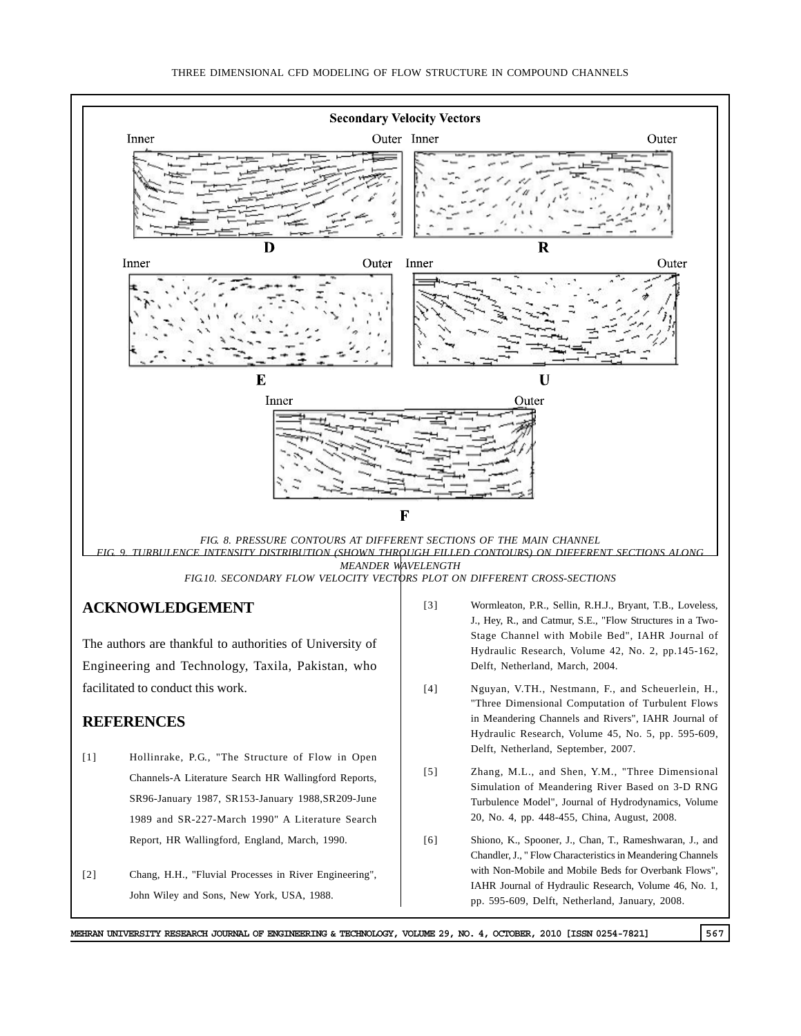Secondary Velocity Vectors

FIG. 8. PRESSURE CONTOURS AT DIFFERENT SECTIONS OF THE MAIN CHANNEL

FIG. 9. TURBULENCE INTENSITY DISTRIBUTION (SHOWN THROUGH FILLED CONTOURS) ON DIFFERENT SECTIONS ALONG MEANDER WAVELENGTH

FIG.10. SECONDARY FLOW VELOCITY VECTORS PLOT ON DIFFERENT CROSS-SECTIONS

## ACKNOWLEDGEMENT

The authors are thankful to authorities of University of Engineering and Technology, Taxila, Pakistan, who facilitated to conduct this work.

## REFERENCES

[1] Hollinrake, P.G., "The Structure of Flow in Open Channels-A Literature Search HR Wallingford Reports, SR96-January 1987, SR153-January 1988,SR209-June 1989 and SR-227-March 1990" A Literature Search Report, HR Wallingford, England, March, 1990.

[2] Chang, H.H., "Fluvial Processes in River Engineering", John Wiley and Sons, New York, USA, 1988.

[3] Wormleaton, P.R., Sellin, R.H.J., Bryant, T.B., Loveless, J., Hey, R., and Catmur, S.E., "Flow Structures in a Two-Stage Channel with Mobile Bed", IAHR Journal of Hydraulic Research, Volume 42, No. 2, pp.145-162, Delft, Netherland, March, 2004.

[4] Nguyan, V.TH., Nestmann, F., and Scheuerlein, H., "Three Dimensional Computation of Turbulent Flows in Meandering Channels and Rivers", IAHR Journal of Hydraulic Research, Volume 45, No. 5, pp. 595-609, Delft, Netherland, September, 2007.

[5] Zhang, M.L., and Shen, Y.M., "Three Dimensional Simulation of Meandering River Based on 3-D RNG Turbulence Model", Journal of Hydrodynamics, Volume 20, No. 4, pp. 448-455, China, August, 2008.

[6] Shiono, K., Spooner, J., Chan, T., Rameshwaran, J., and Chandler, J., " Flow Characteristics in Meandering Channels with Non-Mobile and Mobile Beds for Overbank Flows", IAHR Journal of Hydraulic Research, Volume 46, No. 1, pp. 595-609, Delft, Netherland, January, 2008.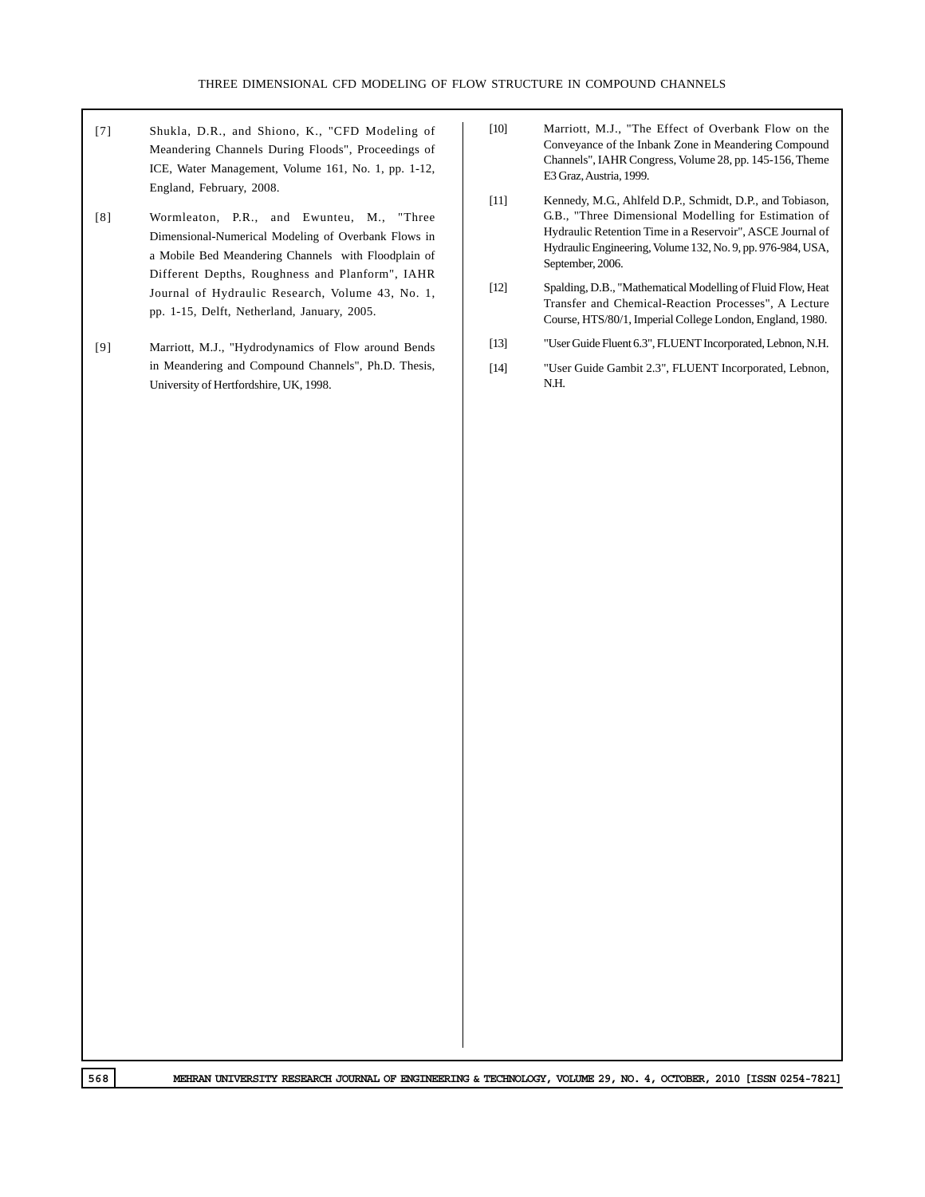[7] Shukla, D.R., and Shiono, K., "CFD Modeling of Meandering Channels During Floods", Proceedings of ICE, Water Management, Volume 161, No. 1, pp. 1-12, England, February, 2008.

[8] Wormleaton, P.R., and Ewunteu, M., "Three Dimensional-Numerical Modeling of Overbank Flows in a Mobile Bed Meandering Channels with Floodplain of Different Depths, Roughness and Planform", IAHR Journal of Hydraulic Research, Volume 43, No. 1, pp. 1-15, Delft, Netherland, January, 2005.

[9] Marriott, M.J., "Hydrodynamics of Flow around Bends in Meandering and Compound Channels", Ph.D. Thesis, University of Hertfordshire, UK, 1998.

[10] Marriott, M.J., "The Effect of Overbank Flow on the Conveyance of the Inbank Zone in Meandering Compound Channels", IAHR Congress, Volume 28, pp. 145-156, Theme E3 Graz, Austria, 1999.

[11] Kennedy, M.G., Ahlfeld D.P., Schmidt, D.P., and Tobiason, G.B., "Three Dimensional Modelling for Estimation of Hydraulic Retention Time in a Reservoir", ASCE Journal of Hydraulic Engineering, Volume 132, No. 9, pp. 976-984, USA, September, 2006.

[12] Spalding, D.B., "Mathematical Modelling of Fluid Flow, Heat Transfer and Chemical-Reaction Processes", A Lecture Course, HTS/80/1, Imperial College London, England, 1980.

[13] "User Guide Fluent 6.3", FLUENT Incorporated, Lebnon, N.H.

[14] "User Guide Gambit 2.3", FLUENT Incorporated, Lebnon, N.H.